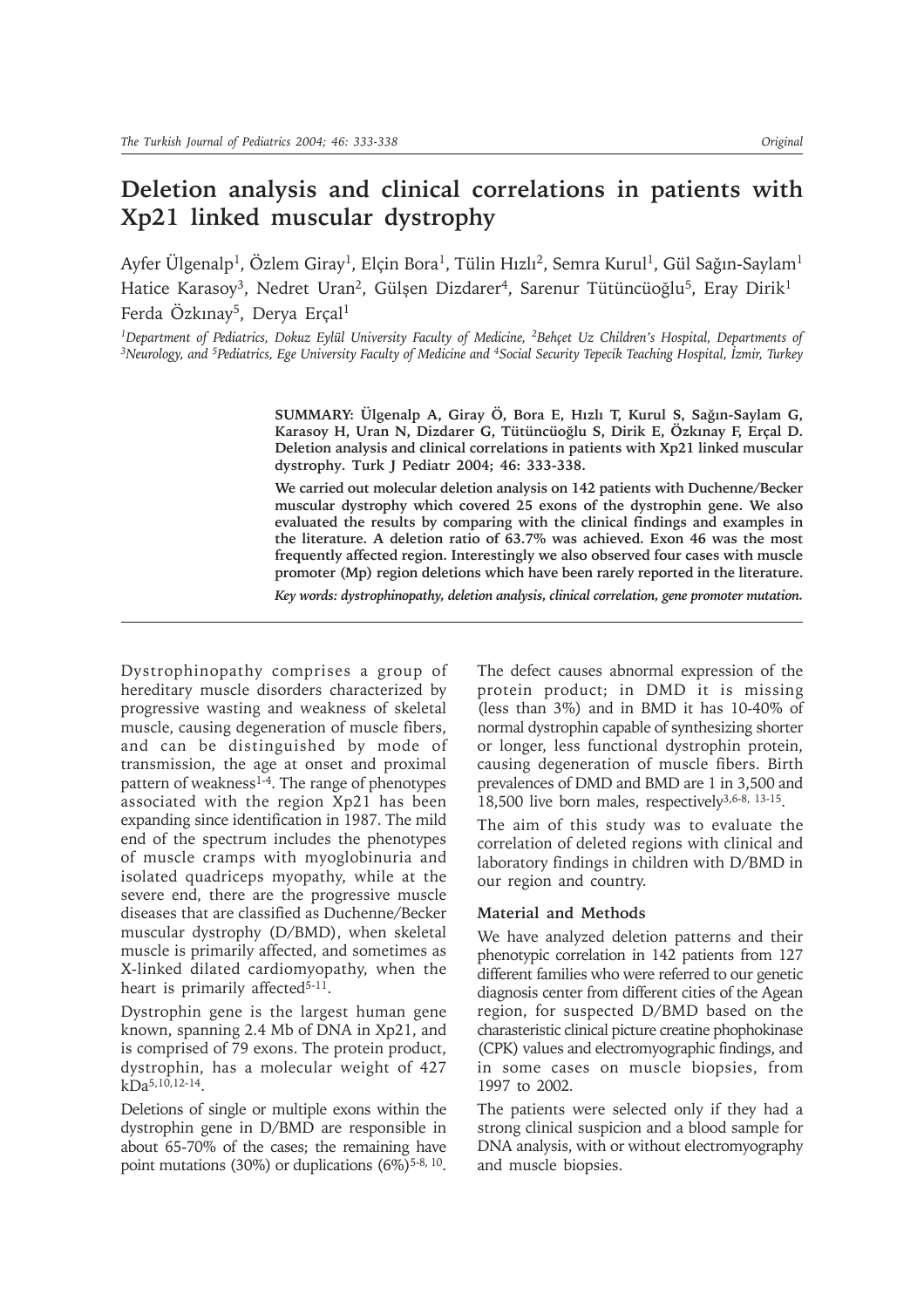# Deletion analysis and clinical correlations in patients with Xp21 linked muscular dystrophy

Ayfer Ülgenalp[1], Özlem Giray[1], Elçin Bora[1], Tülin Hızlı[2], Semra Kurul[1], Gül Sağın-Saylam[1] Hatice Karasoy[3], Nedret Uran[2], Gülşen Dizdarer[4], Sarenur Tütüncüoğlu[5], Eray Dirik[1] Ferda Özkınay[5], Derya Erçal[1]

*[1]Department of Pediatrics, Dokuz Eylül University Faculty of Medicine, [2]Behçet Uz Children's Hospital, Departments of [3]Neurology, and [5]Pediatrics, Ege University Faculty of Medicine and [4]Social Security Tepecik Teaching Hospital, İzmir, Turkey*

**SUMMARY: Ülgenalp A, Giray Ö, Bora E, Hızlı T, Kurul S, Sağın-Saylam G, Karasoy H, Uran N, Dizdarer G, Tütüncüoğlu S, Dirik E, Özkınay F, Erçal D. Deletion analysis and clinical correlations in patients with Xp21 linked muscular dystrophy. Turk J Pediatr 2004; 46: 333-338.**

**We carried out molecular deletion analysis on 142 patients with Duchenne/Becker muscular dystrophy which covered 25 exons of the dystrophin gene. We also evaluated the results by comparing with the clinical findings and examples in the literature. A deletion ratio of 63.7% was achieved. Exon 46 was the most frequently affected region. Interestingly we also observed four cases with muscle promoter (Mp) region deletions which have been rarely reported in the literature.**

*Key words: dystrophinopathy, deletion analysis, clinical correlation, gene promoter mutation.*

Dystrophinopathy comprises a group of hereditary muscle disorders characterized by progressive wasting and weakness of skeletal muscle, causing degeneration of muscle fibers, and can be distinguished by mode of transmission, the age at onset and proximal pattern of weakness[1-4]. The range of phenotypes associated with the region Xp21 has been expanding since identification in 1987. The mild end of the spectrum includes the phenotypes of muscle cramps with myoglobinuria and isolated quadriceps myopathy, while at the severe end, there are the progressive muscle diseases that are classified as Duchenne/Becker muscular dystrophy (D/BMD), when skeletal muscle is primarily affected, and sometimes as X-linked dilated cardiomyopathy, when the heart is primarily affected[5-11].

Dystrophin gene is the largest human gene known, spanning 2.4 Mb of DNA in Xp21, and is comprised of 79 exons. The protein product, dystrophin, has a molecular weight of 427 kDa[5,10,12-14].

Deletions of single or multiple exons within the dystrophin gene in D/BMD are responsible in about 65-70% of the cases; the remaining have point mutations (30%) or duplications (6%)[5-8, 10].

The defect causes abnormal expression of the protein product; in DMD it is missing (less than 3%) and in BMD it has 10-40% of normal dystrophin capable of synthesizing shorter or longer, less functional dystrophin protein, causing degeneration of muscle fibers. Birth prevalences of DMD and BMD are 1 in 3,500 and 18,500 live born males, respectively[3,6-8, 13-15].

The aim of this study was to evaluate the correlation of deleted regions with clinical and laboratory findings in children with D/BMD in our region and country.

## Material and Methods

We have analyzed deletion patterns and their phenotypic correlation in 142 patients from 127 different families who were referred to our genetic diagnosis center from different cities of the Agean region, for suspected D/BMD based on the charasteristic clinical picture creatine phophokinase (CPK) values and electromyographic findings, and in some cases on muscle biopsies, from 1997 to 2002.

The patients were selected only if they had a strong clinical suspicion and a blood sample for DNA analysis, with or without electromyography and muscle biopsies.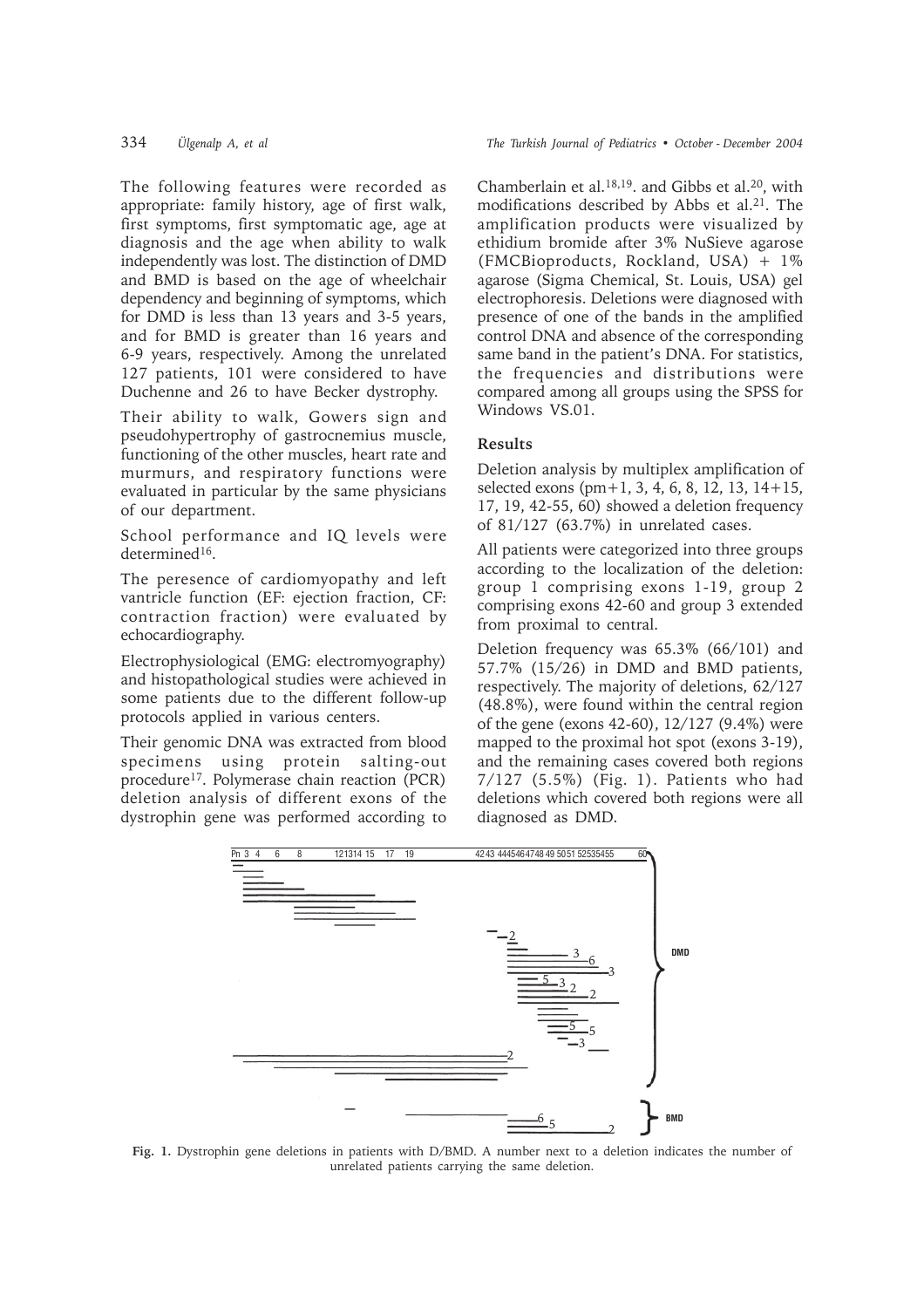The following features were recorded as appropriate: family history, age of first walk, first symptoms, first symptomatic age, age at diagnosis and the age when ability to walk independently was lost. The distinction of DMD and BMD is based on the age of wheelchair dependency and beginning of symptoms, which for DMD is less than 13 years and 3-5 years, and for BMD is greater than 16 years and 6-9 years, respectively. Among the unrelated 127 patients, 101 were considered to have Duchenne and 26 to have Becker dystrophy.

Their ability to walk, Gowers sign and pseudohypertrophy of gastrocnemius muscle, functioning of the other muscles, heart rate and murmurs, and respiratory functions were evaluated in particular by the same physicians of our department.

School performance and IQ levels were determined[16].

The peresence of cardiomyopathy and left vantricle function (EF: ejection fraction, CF: contraction fraction) were evaluated by echocardiography.

Electrophysiological (EMG: electromyography) and histopathological studies were achieved in some patients due to the different follow-up protocols applied in various centers.

Their genomic DNA was extracted from blood specimens using protein salting-out procedure[17]. Polymerase chain reaction (PCR) deletion analysis of different exons of the dystrophin gene was performed according to Chamberlain et al.[18,19]. and Gibbs et al.[20], with modifications described by Abbs et al.[21]. The amplification products were visualized by ethidium bromide after 3% NuSieve agarose (FMCBioproducts, Rockland, USA) + 1% agarose (Sigma Chemical, St. Louis, USA) gel electrophoresis. Deletions were diagnosed with presence of one of the bands in the amplified control DNA and absence of the corresponding same band in the patient's DNA. For statistics, the frequencies and distributions were compared among all groups using the SPSS for Windows VS.01.

## Results

Deletion analysis by multiplex amplification of selected exons (pm+1, 3, 4, 6, 8, 12, 13, 14+15, 17, 19, 42-55, 60) showed a deletion frequency of 81/127 (63.7%) in unrelated cases.

All patients were categorized into three groups according to the localization of the deletion: group 1 comprising exons 1-19, group 2 comprising exons 42-60 and group 3 extended from proximal to central.

Deletion frequency was 65.3% (66/101) and 57.7% (15/26) in DMD and BMD patients, respectively. The majority of deletions, 62/127 (48.8%), were found within the central region of the gene (exons 42-60), 12/127 (9.4%) were mapped to the proximal hot spot (exons 3-19), and the remaining cases covered both regions 7/127 (5.5%) (Fig. 1). Patients who had deletions which covered both regions were all diagnosed as DMD.

**Fig. 1.** Dystrophin gene deletions in patients with D/BMD. A number next to a deletion indicates the number of unrelated patients carrying the same deletion.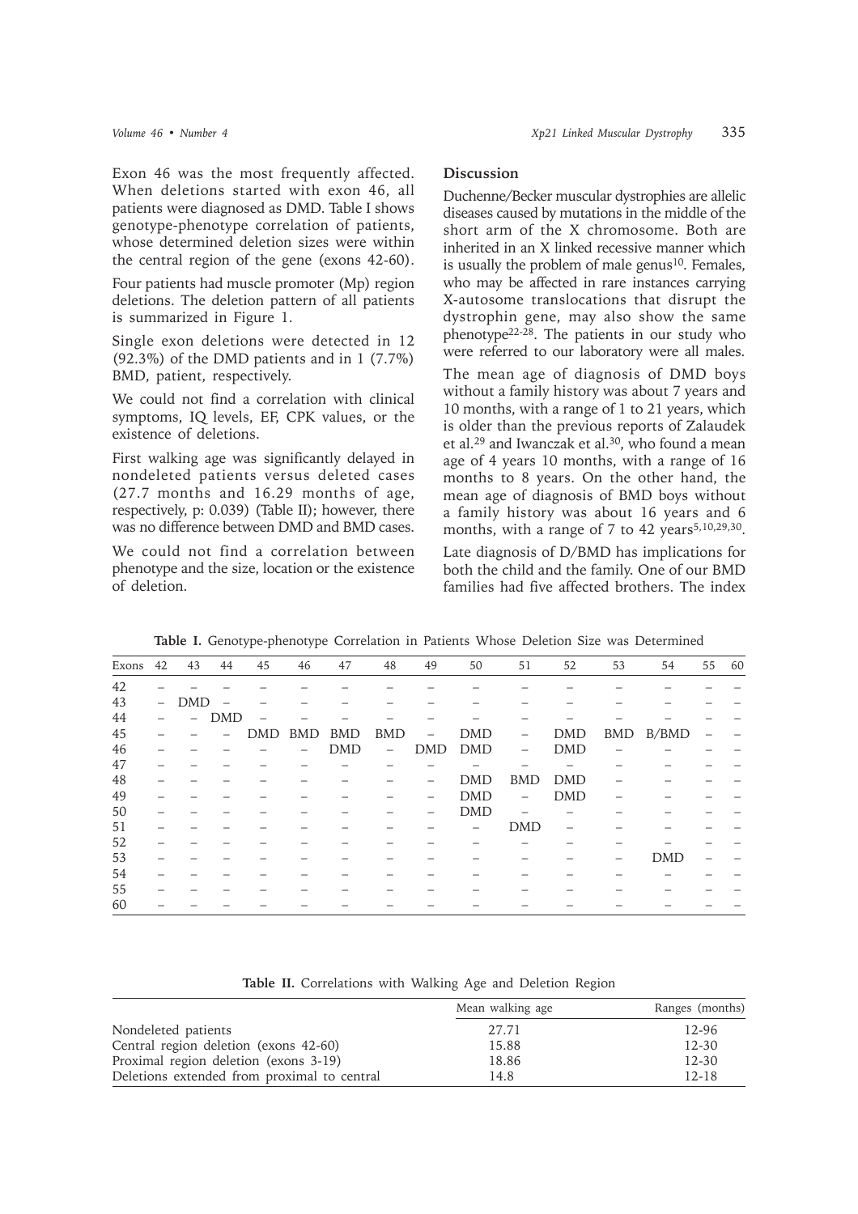Exon 46 was the most frequently affected. When deletions started with exon 46, all patients were diagnosed as DMD. Table I shows genotype-phenotype correlation of patients, whose determined deletion sizes were within the central region of the gene (exons 42-60).

Four patients had muscle promoter (Mp) region deletions. The deletion pattern of all patients is summarized in Figure 1.

Single exon deletions were detected in 12 (92.3%) of the DMD patients and in 1 (7.7%) BMD, patient, respectively.

We could not find a correlation with clinical symptoms, IQ levels, EF, CPK values, or the existence of deletions.

First walking age was significantly delayed in nondeleted patients versus deleted cases (27.7 months and 16.29 months of age, respectively, p: 0.039) (Table II); however, there was no difference between DMD and BMD cases.

We could not find a correlation between phenotype and the size, location or the existence of deletion.

## Discussion

Duchenne/Becker muscular dystrophies are allelic diseases caused by mutations in the middle of the short arm of the X chromosome. Both are inherited in an X linked recessive manner which is usually the problem of male genus[10]. Females, who may be affected in rare instances carrying X-autosome translocations that disrupt the dystrophin gene, may also show the same phenotype[22-28]. The patients in our study who were referred to our laboratory were all males.

The mean age of diagnosis of DMD boys without a family history was about 7 years and 10 months, with a range of 1 to 21 years, which is older than the previous reports of Zalaudek et al.[29] and Iwanczak et al.[30], who found a mean age of 4 years 10 months, with a range of 16 months to 8 years. On the other hand, the mean age of diagnosis of BMD boys without a family history was about 16 years and 6 months, with a range of 7 to 42 years[5,10,29,30].

Late diagnosis of D/BMD has implications for both the child and the family. One of our BMD families had five affected brothers. The index

**Table I.** Genotype-phenotype Correlation in Patients Whose Deletion Size was Determined

| Exons | 42 | 43 | 44 | 45 | 46 | 47 | 48 | 49 | 50 | 51 | 52 | 53 | 54 | 55 | 60 |
|---|---|---|---|---|---|---|---|---|---|---|---|---|---|---|---|
| 42 | – | – | – | – | – | – | – | – | – | – | – | – | – | – | – |
| 43 | – | DMD | – | – | – | – | – | – | – | – | – | – | – | – | – |
| 44 | – | – | DMD | – | – | – | – | – | – | – | – | – | – | – | – |
| 45 | – | – | – | DMD | BMD | BMD | BMD | – | DMD | – | DMD | BMD | B/BMD | – | – |
| 46 | – | – | – | – | – | DMD | – | DMD | DMD | – | DMD | – | – | – | – |
| 47 | – | – | – | – | – | – | – | – | – | – | – | – | – | – | – |
| 48 | – | – | – | – | – | – | – | – | DMD | BMD | DMD | – | – | – | – |
| 49 | – | – | – | – | – | – | – | – | DMD | – | DMD | – | – | – | – |
| 50 | – | – | – | – | – | – | – | – | DMD | – | – | – | – | – | – |
| 51 | – | – | – | – | – | – | – | – | – | DMD | – | – | – | – | – |
| 52 | – | – | – | – | – | – | – | – | – | – | – | – | – | – | – |
| 53 | – | – | – | – | – | – | – | – | – | – | – | – | DMD | – | – |
| 54 | – | – | – | – | – | – | – | – | – | – | – | – | – | – | – |
| 55 | – | – | – | – | – | – | – | – | – | – | – | – | – | – | – |
| 60 | – | – | – | – | – | – | – | – | – | – | – | – | – | – | – |

**Table II.** Correlations with Walking Age and Deletion Region

| | Mean walking age | Ranges (months) |
|---|---|---|
| Nondeleted patients | 27.71 | 12-96 |
| Central region deletion (exons 42-60) | 15.88 | 12-30 |
| Proximal region deletion (exons 3-19) | 18.86 | 12-30 |
| Deletions extended from proximal to central | 14.8 | 12-18 |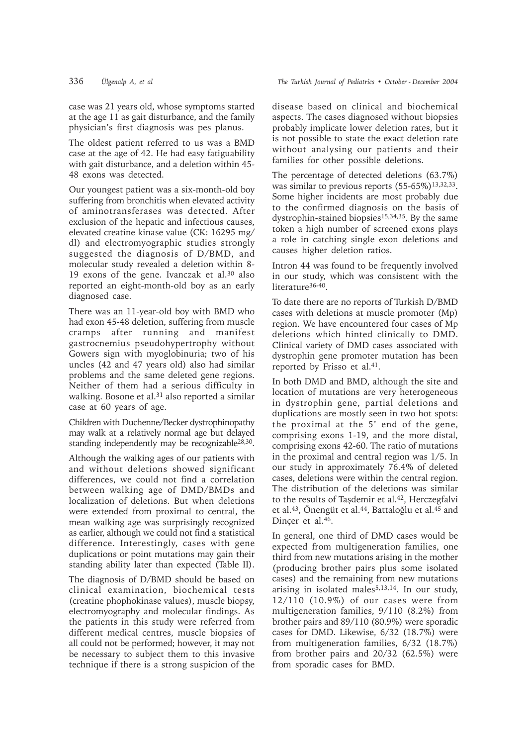case was 21 years old, whose symptoms started at the age 11 as gait disturbance, and the family physician's first diagnosis was pes planus.

The oldest patient referred to us was a BMD case at the age of 42. He had easy fatiguability with gait disturbance, and a deletion within 45-48 exons was detected.

Our youngest patient was a six-month-old boy suffering from bronchitis when elevated activity of aminotransferases was detected. After exclusion of the hepatic and infectious causes, elevated creatine kinase value (CK: 16295 mg/dl) and electromyographic studies strongly suggested the diagnosis of D/BMD, and molecular study revealed a deletion within 8-19 exons of the gene. Ivanczak et al.[30] also reported an eight-month-old boy as an early diagnosed case.

There was an 11-year-old boy with BMD who had exon 45-48 deletion, suffering from muscle cramps after running and manifest gastrocnemius pseudohypertrophy without Gowers sign with myoglobinuria; two of his uncles (42 and 47 years old) also had similar problems and the same deleted gene regions. Neither of them had a serious difficulty in walking. Bosone et al.[31] also reported a similar case at 60 years of age.

Children with Duchenne/Becker dystrophinopathy may walk at a relatively normal age but delayed standing independently may be recognizable[28,30].

Although the walking ages of our patients with and without deletions showed significant differences, we could not find a correlation between walking age of DMD/BMDs and localization of deletions. But when deletions were extended from proximal to central, the mean walking age was surprisingly recognized as earlier, although we could not find a statistical difference. Interestingly, cases with gene duplications or point mutations may gain their standing ability later than expected (Table II).

The diagnosis of D/BMD should be based on clinical examination, biochemical tests (creatine phophokinase values), muscle biopsy, electromyography and molecular findings. As the patients in this study were referred from different medical centres, muscle biopsies of all could not be performed; however, it may not be necessary to subject them to this invasive technique if there is a strong suspicion of the disease based on clinical and biochemical aspects. The cases diagnosed without biopsies probably implicate lower deletion rates, but it is not possible to state the exact deletion rate without analysing our patients and their families for other possible deletions.

The percentage of detected deletions (63.7%) was similar to previous reports (55-65%)[13,32,33]. Some higher incidents are most probably due to the confirmed diagnosis on the basis of dystrophin-stained biopsies[15,34,35]. By the same token a high number of screened exons plays a role in catching single exon deletions and causes higher deletion ratios.

Intron 44 was found to be frequently involved in our study, which was consistent with the literature[36-40].

To date there are no reports of Turkish D/BMD cases with deletions at muscle promoter (Mp) region. We have encountered four cases of Mp deletions which hinted clinically to DMD. Clinical variety of DMD cases associated with dystrophin gene promoter mutation has been reported by Frisso et al.[41].

In both DMD and BMD, although the site and location of mutations are very heterogeneous in dystrophin gene, partial deletions and duplications are mostly seen in two hot spots: the proximal at the 5' end of the gene, comprising exons 1-19, and the more distal, comprising exons 42-60. The ratio of mutations in the proximal and central region was 1/5. In our study in approximately 76.4% of deleted cases, deletions were within the central region. The distribution of the deletions was similar to the results of Taşdemir et al.[42], Herczegfalvi et al.[43], Önengüt et al.[44], Battaloğlu et al.[45] and Dinçer et al.[46].

In general, one third of DMD cases would be expected from multigeneration families, one third from new mutations arising in the mother (producing brother pairs plus some isolated cases) and the remaining from new mutations arising in isolated males[5,13,14]. In our study, 12/110 (10.9%) of our cases were from multigeneration families, 9/110 (8.2%) from brother pairs and 89/110 (80.9%) were sporadic cases for DMD. Likewise, 6/32 (18.7%) were from multigeneration families, 6/32 (18.7%) from brother pairs and 20/32 (62.5%) were from sporadic cases for BMD.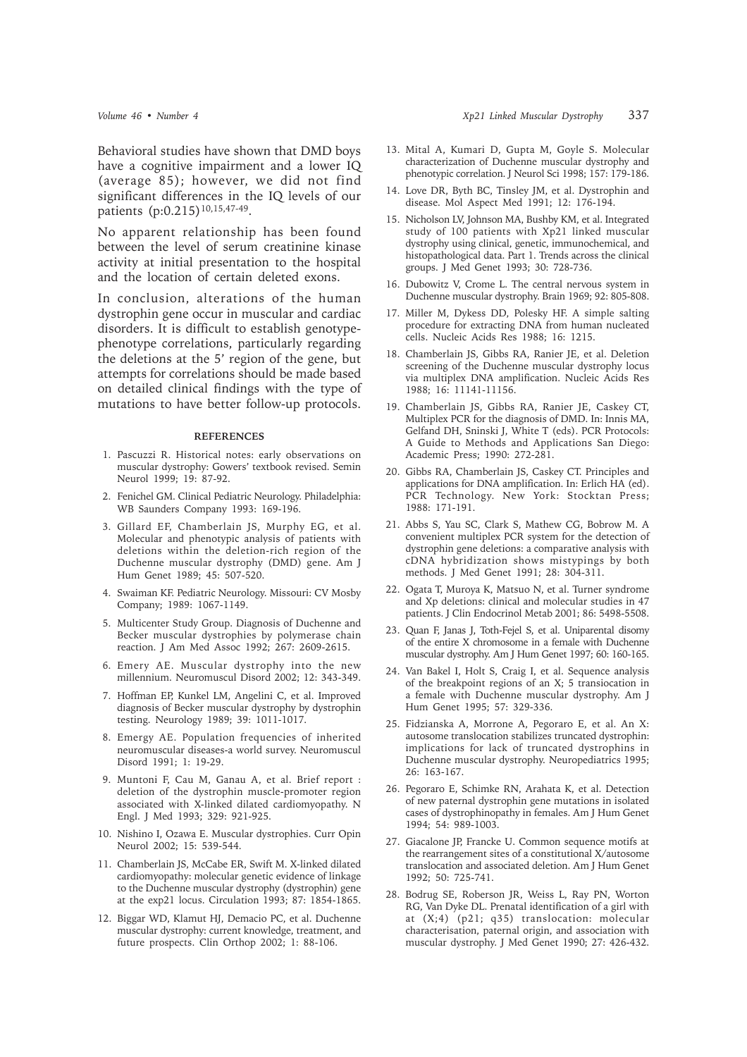Behavioral studies have shown that DMD boys have a cognitive impairment and a lower IQ (average 85); however, we did not find significant differences in the IQ levels of our patients (p:0.215)[10,15,47-49].

No apparent relationship has been found between the level of serum creatinine kinase activity at initial presentation to the hospital and the location of certain deleted exons.

In conclusion, alterations of the human dystrophin gene occur in muscular and cardiac disorders. It is difficult to establish genotype-phenotype correlations, particularly regarding the deletions at the 5' region of the gene, but attempts for correlations should be made based on detailed clinical findings with the type of mutations to have better follow-up protocols.

## REFERENCES

1. Pascuzzi R. Historical notes: early observations on muscular dystrophy: Gowers' textbook revised. Semin Neurol 1999; 19: 87-92.
2. Fenichel GM. Clinical Pediatric Neurology. Philadelphia: WB Saunders Company 1993: 169-196.
3. Gillard EF, Chamberlain JS, Murphy EG, et al. Molecular and phenotypic analysis of patients with deletions within the deletion-rich region of the Duchenne muscular dystrophy (DMD) gene. Am J Hum Genet 1989; 45: 507-520.
4. Swaiman KF. Pediatric Neurology. Missouri: CV Mosby Company; 1989: 1067-1149.
5. Multicenter Study Group. Diagnosis of Duchenne and Becker muscular dystrophies by polymerase chain reaction. J Am Med Assoc 1992; 267: 2609-2615.
6. Emery AE. Muscular dystrophy into the new millennium. Neuromuscul Disord 2002; 12: 343-349.
7. Hoffman EP, Kunkel LM, Angelini C, et al. Improved diagnosis of Becker muscular dystrophy by dystrophin testing. Neurology 1989; 39: 1011-1017.
8. Emergy AE. Population frequencies of inherited neuromuscular diseases-a world survey. Neuromuscul Disord 1991; 1: 19-29.
9. Muntoni F, Cau M, Ganau A, et al. Brief report : deletion of the dystrophin muscle-promoter region associated with X-linked dilated cardiomyopathy. N Engl. J Med 1993; 329: 921-925.
10. Nishino I, Ozawa E. Muscular dystrophies. Curr Opin Neurol 2002; 15: 539-544.
11. Chamberlain JS, McCabe ER, Swift M. X-linked dilated cardiomyopathy: molecular genetic evidence of linkage to the Duchenne muscular dystrophy (dystrophin) gene at the exp21 locus. Circulation 1993; 87: 1854-1865.
12. Biggar WD, Klamut HJ, Demacio PC, et al. Duchenne muscular dystrophy: current knowledge, treatment, and future prospects. Clin Orthop 2002; 1: 88-106.
13. Mital A, Kumari D, Gupta M, Goyle S. Molecular characterization of Duchenne muscular dystrophy and phenotypic correlation. J Neurol Sci 1998; 157: 179-186.
14. Love DR, Byth BC, Tinsley JM, et al. Dystrophin and disease. Mol Aspect Med 1991; 12: 176-194.
15. Nicholson LV, Johnson MA, Bushby KM, et al. Integrated study of 100 patients with Xp21 linked muscular dystrophy using clinical, genetic, immunochemical, and histopathological data. Part 1. Trends across the clinical groups. J Med Genet 1993; 30: 728-736.
16. Dubowitz V, Crome L. The central nervous system in Duchenne muscular dystrophy. Brain 1969; 92: 805-808.
17. Miller M, Dykess DD, Polesky HF. A simple salting procedure for extracting DNA from human nucleated cells. Nucleic Acids Res 1988; 16: 1215.
18. Chamberlain JS, Gibbs RA, Ranier JE, et al. Deletion screening of the Duchenne muscular dystrophy locus via multiplex DNA amplification. Nucleic Acids Res 1988; 16: 11141-11156.
19. Chamberlain JS, Gibbs RA, Ranier JE, Caskey CT, Multiplex PCR for the diagnosis of DMD. In: Innis MA, Gelfand DH, Sninski J, White T (eds). PCR Protocols: A Guide to Methods and Applications San Diego: Academic Press; 1990: 272-281.
20. Gibbs RA, Chamberlain JS, Caskey CT. Principles and applications for DNA amplification. In: Erlich HA (ed). PCR Technology. New York: Stocktan Press; 1988: 171-191.
21. Abbs S, Yau SC, Clark S, Mathew CG, Bobrow M. A convenient multiplex PCR system for the detection of dystrophin gene deletions: a comparative analysis with cDNA hybridization shows mistypings by both methods. J Med Genet 1991; 28: 304-311.
22. Ogata T, Muroya K, Matsuo N, et al. Turner syndrome and Xp deletions: clinical and molecular studies in 47 patients. J Clin Endocrinol Metab 2001; 86: 5498-5508.
23. Quan F, Janas J, Toth-Fejel S, et al. Uniparental disomy of the entire X chromosome in a female with Duchenne muscular dystrophy. Am J Hum Genet 1997; 60: 160-165.
24. Van Bakel I, Holt S, Craig I, et al. Sequence analysis of the breakpoint regions of an X; 5 transiocation in a female with Duchenne muscular dystrophy. Am J Hum Genet 1995; 57: 329-336.
25. Fidzianska A, Morrone A, Pegoraro E, et al. An X: autosome translocation stabilizes truncated dystrophin: implications for lack of truncated dystrophins in Duchenne muscular dystrophy. Neuropediatrics 1995; 26: 163-167.
26. Pegoraro E, Schimke RN, Arahata K, et al. Detection of new paternal dystrophin gene mutations in isolated cases of dystrophinopathy in females. Am J Hum Genet 1994; 54: 989-1003.
27. Giacalone JP, Francke U. Common sequence motifs at the rearrangement sites of a constitutional X/autosome translocation and associated deletion. Am J Hum Genet 1992; 50: 725-741.
28. Bodrug SE, Roberson JR, Weiss L, Ray PN, Worton RG, Van Dyke DL. Prenatal identification of a girl with at (X;4) (p21; q35) translocation: molecular characterisation, paternal origin, and association with muscular dystrophy. J Med Genet 1990; 27: 426-432.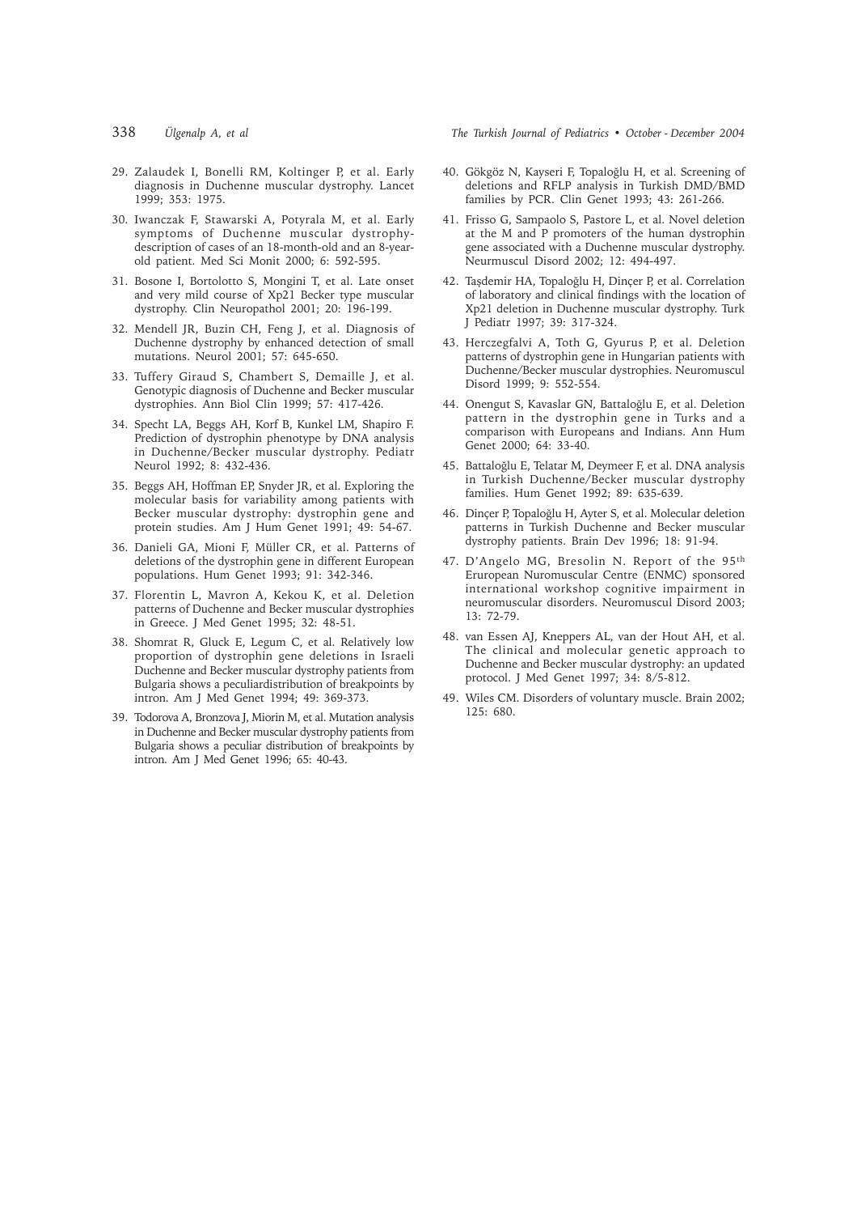29. Zalaudek I, Bonelli RM, Koltinger P, et al. Early diagnosis in Duchenne muscular dystrophy. Lancet 1999; 353: 1975.

30. Iwanczak F, Stawarski A, Potyrala M, et al. Early symptoms of Duchenne muscular dystrophy-description of cases of an 18-month-old and an 8-year-old patient. Med Sci Monit 2000; 6: 592-595.

31. Bosone I, Bortolotto S, Mongini T, et al. Late onset and very mild course of Xp21 Becker type muscular dystrophy. Clin Neuropathol 2001; 20: 196-199.

32. Mendell JR, Buzin CH, Feng J, et al. Diagnosis of Duchenne dystrophy by enhanced detection of small mutations. Neurol 2001; 57: 645-650.

33. Tuffery Giraud S, Chambert S, Demaille J, et al. Genotypic diagnosis of Duchenne and Becker muscular dystrophies. Ann Biol Clin 1999; 57: 417-426.

34. Specht LA, Beggs AH, Korf B, Kunkel LM, Shapiro F. Prediction of dystrophin phenotype by DNA analysis in Duchenne/Becker muscular dystrophy. Pediatr Neurol 1992; 8: 432-436.

35. Beggs AH, Hoffman EP, Snyder JR, et al. Exploring the molecular basis for variability among patients with Becker muscular dystrophy: dystrophin gene and protein studies. Am J Hum Genet 1991; 49: 54-67.

36. Danieli GA, Mioni F, Müller CR, et al. Patterns of deletions of the dystrophin gene in different European populations. Hum Genet 1993; 91: 342-346.

37. Florentin L, Mavron A, Kekou K, et al. Deletion patterns of Duchenne and Becker muscular dystrophies in Greece. J Med Genet 1995; 32: 48-51.

38. Shomrat R, Gluck E, Legum C, et al. Relatively low proportion of dystrophin gene deletions in Israeli Duchenne and Becker muscular dystrophy patients from Bulgaria shows a peculiardistribution of breakpoints by intron. Am J Med Genet 1994; 49: 369-373.

39. Todorova A, Bronzova J, Miorin M, et al. Mutation analysis in Duchenne and Becker muscular dystrophy patients from Bulgaria shows a peculiar distribution of breakpoints by intron. Am J Med Genet 1996; 65: 40-43.

40. Gökgöz N, Kayseri F, Topaloğlu H, et al. Screening of deletions and RFLP analysis in Turkish DMD/BMD families by PCR. Clin Genet 1993; 43: 261-266.

41. Frisso G, Sampaolo S, Pastore L, et al. Novel deletion at the M and P promoters of the human dystrophin gene associated with a Duchenne muscular dystrophy. Neurmuscul Disord 2002; 12: 494-497.

42. Taşdemir HA, Topaloğlu H, Dinçer P, et al. Correlation of laboratory and clinical findings with the location of Xp21 deletion in Duchenne muscular dystrophy. Turk J Pediatr 1997; 39: 317-324.

43. Herczegfalvi A, Toth G, Gyurus P, et al. Deletion patterns of dystrophin gene in Hungarian patients with Duchenne/Becker muscular dystrophies. Neuromuscul Disord 1999; 9: 552-554.

44. Onengut S, Kavaslar GN, Battaloğlu E, et al. Deletion pattern in the dystrophin gene in Turks and a comparison with Europeans and Indians. Ann Hum Genet 2000; 64: 33-40.

45. Battaloğlu E, Telatar M, Deymeer F, et al. DNA analysis in Turkish Duchenne/Becker muscular dystrophy families. Hum Genet 1992; 89: 635-639.

46. Dinçer P, Topaloğlu H, Ayter S, et al. Molecular deletion patterns in Turkish Duchenne and Becker muscular dystrophy patients. Brain Dev 1996; 18: 91-94.

47. D'Angelo MG, Bresolin N. Report of the 95th Eruropean Nuromuscular Centre (ENMC) sponsored international workshop cognitive impairment in neuromuscular disorders. Neuromuscul Disord 2003; 13: 72-79.

48. van Essen AJ, Kneppers AL, van der Hout AH, et al. The clinical and molecular genetic approach to Duchenne and Becker muscular dystrophy: an updated protocol. J Med Genet 1997; 34: 8/5-812.

49. Wiles CM. Disorders of voluntary muscle. Brain 2002; 125: 680.